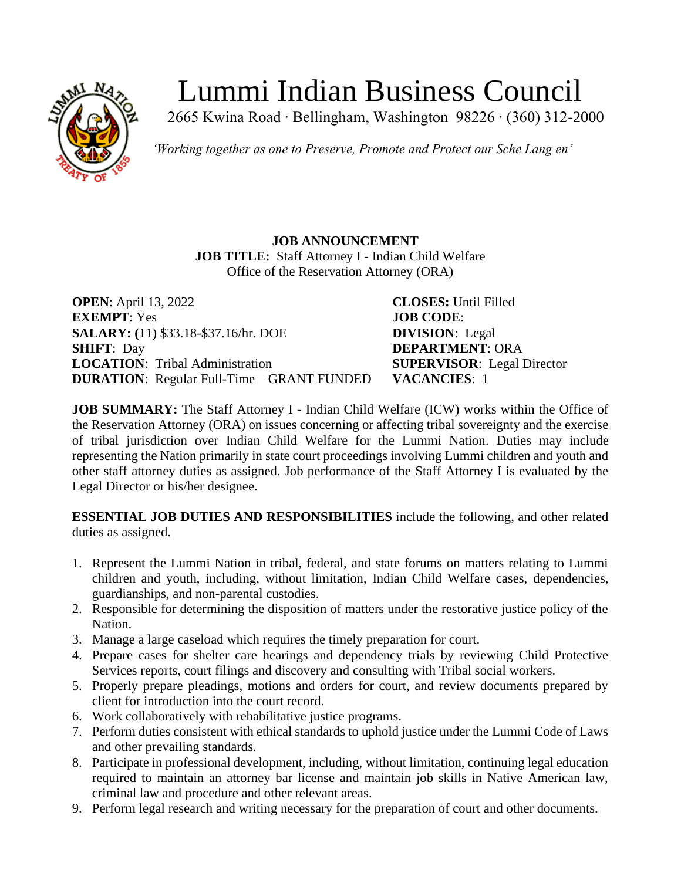# Lummi Indian Business Council

2665 Kwina Road · Bellingham, Washington 98226 · (360) 312-2000

*'Working together as one to Preserve, Promote and Protect our Sche Lang en'*

**JOB ANNOUNCEMENT**
**JOB TITLE:** Staff Attorney I - Indian Child Welfare
Office of the Reservation Attorney (ORA)

**OPEN**: April 13, 2022
**EXEMPT**: Yes
**SALARY: (**11) $33.18-$37.16/hr. DOE
**SHIFT**: Day
**LOCATION**: Tribal Administration
**DURATION**: Regular Full-Time – GRANT FUNDED

**CLOSES:** Until Filled
**JOB CODE**:
**DIVISION**: Legal
**DEPARTMENT**: ORA
**SUPERVISOR**: Legal Director
**VACANCIES**: 1

**JOB SUMMARY:** The Staff Attorney I - Indian Child Welfare (ICW) works within the Office of the Reservation Attorney (ORA) on issues concerning or affecting tribal sovereignty and the exercise of tribal jurisdiction over Indian Child Welfare for the Lummi Nation. Duties may include representing the Nation primarily in state court proceedings involving Lummi children and youth and other staff attorney duties as assigned. Job performance of the Staff Attorney I is evaluated by the Legal Director or his/her designee.

**ESSENTIAL JOB DUTIES AND RESPONSIBILITIES** include the following, and other related duties as assigned.

1. Represent the Lummi Nation in tribal, federal, and state forums on matters relating to Lummi children and youth, including, without limitation, Indian Child Welfare cases, dependencies, guardianships, and non-parental custodies.
2. Responsible for determining the disposition of matters under the restorative justice policy of the Nation.
3. Manage a large caseload which requires the timely preparation for court.
4. Prepare cases for shelter care hearings and dependency trials by reviewing Child Protective Services reports, court filings and discovery and consulting with Tribal social workers.
5. Properly prepare pleadings, motions and orders for court, and review documents prepared by client for introduction into the court record.
6. Work collaboratively with rehabilitative justice programs.
7. Perform duties consistent with ethical standards to uphold justice under the Lummi Code of Laws and other prevailing standards.
8. Participate in professional development, including, without limitation, continuing legal education required to maintain an attorney bar license and maintain job skills in Native American law, criminal law and procedure and other relevant areas.
9. Perform legal research and writing necessary for the preparation of court and other documents.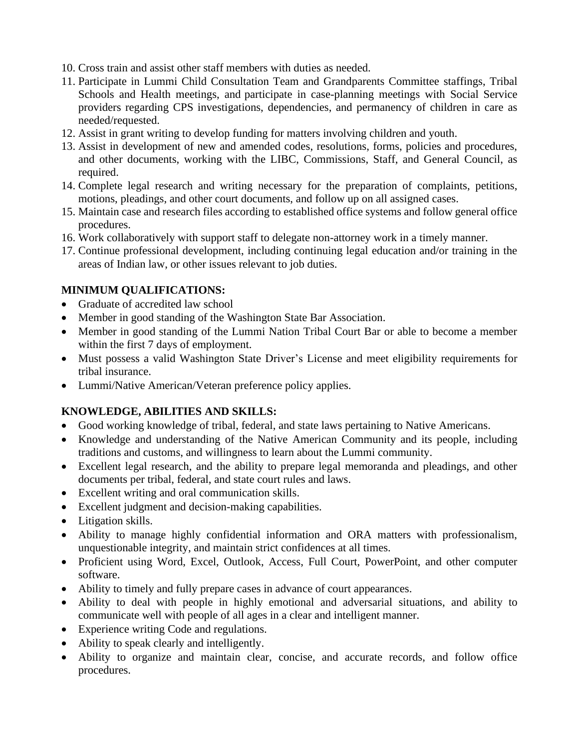10. Cross train and assist other staff members with duties as needed.
11. Participate in Lummi Child Consultation Team and Grandparents Committee staffings, Tribal Schools and Health meetings, and participate in case-planning meetings with Social Service providers regarding CPS investigations, dependencies, and permanency of children in care as needed/requested.
12. Assist in grant writing to develop funding for matters involving children and youth.
13. Assist in development of new and amended codes, resolutions, forms, policies and procedures, and other documents, working with the LIBC, Commissions, Staff, and General Council, as required.
14. Complete legal research and writing necessary for the preparation of complaints, petitions, motions, pleadings, and other court documents, and follow up on all assigned cases.
15. Maintain case and research files according to established office systems and follow general office procedures.
16. Work collaboratively with support staff to delegate non-attorney work in a timely manner.
17. Continue professional development, including continuing legal education and/or training in the areas of Indian law, or other issues relevant to job duties.

**MINIMUM QUALIFICATIONS:**

- Graduate of accredited law school
- Member in good standing of the Washington State Bar Association.
- Member in good standing of the Lummi Nation Tribal Court Bar or able to become a member within the first 7 days of employment.
- Must possess a valid Washington State Driver's License and meet eligibility requirements for tribal insurance.
- Lummi/Native American/Veteran preference policy applies.

**KNOWLEDGE, ABILITIES AND SKILLS:**

- Good working knowledge of tribal, federal, and state laws pertaining to Native Americans.
- Knowledge and understanding of the Native American Community and its people, including traditions and customs, and willingness to learn about the Lummi community.
- Excellent legal research, and the ability to prepare legal memoranda and pleadings, and other documents per tribal, federal, and state court rules and laws.
- Excellent writing and oral communication skills.
- Excellent judgment and decision-making capabilities.
- Litigation skills.
- Ability to manage highly confidential information and ORA matters with professionalism, unquestionable integrity, and maintain strict confidences at all times.
- Proficient using Word, Excel, Outlook, Access, Full Court, PowerPoint, and other computer software.
- Ability to timely and fully prepare cases in advance of court appearances.
- Ability to deal with people in highly emotional and adversarial situations, and ability to communicate well with people of all ages in a clear and intelligent manner.
- Experience writing Code and regulations.
- Ability to speak clearly and intelligently.
- Ability to organize and maintain clear, concise, and accurate records, and follow office procedures.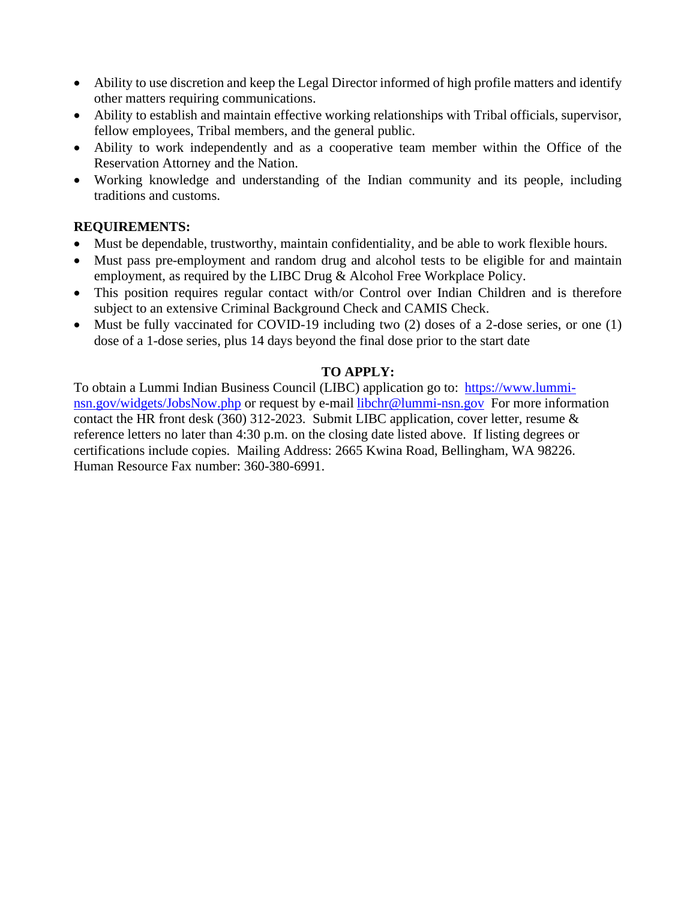- Ability to use discretion and keep the Legal Director informed of high profile matters and identify other matters requiring communications.
- Ability to establish and maintain effective working relationships with Tribal officials, supervisor, fellow employees, Tribal members, and the general public.
- Ability to work independently and as a cooperative team member within the Office of the Reservation Attorney and the Nation.
- Working knowledge and understanding of the Indian community and its people, including traditions and customs.

**REQUIREMENTS:**

- Must be dependable, trustworthy, maintain confidentiality, and be able to work flexible hours.
- Must pass pre-employment and random drug and alcohol tests to be eligible for and maintain employment, as required by the LIBC Drug & Alcohol Free Workplace Policy.
- This position requires regular contact with/or Control over Indian Children and is therefore subject to an extensive Criminal Background Check and CAMIS Check.
- Must be fully vaccinated for COVID-19 including two (2) doses of a 2-dose series, or one (1) dose of a 1-dose series, plus 14 days beyond the final dose prior to the start date

**TO APPLY:**

To obtain a Lummi Indian Business Council (LIBC) application go to: [https://www.lummi-nsn.gov/widgets/JobsNow.php](https://www.lummi-nsn.gov/widgets/JobsNow.php) or request by e-mail [libchr@lummi-nsn.gov](mailto:libchr@lummi-nsn.gov) For more information contact the HR front desk (360) 312-2023. Submit LIBC application, cover letter, resume & reference letters no later than 4:30 p.m. on the closing date listed above. If listing degrees or certifications include copies. Mailing Address: 2665 Kwina Road, Bellingham, WA 98226. Human Resource Fax number: 360-380-6991.